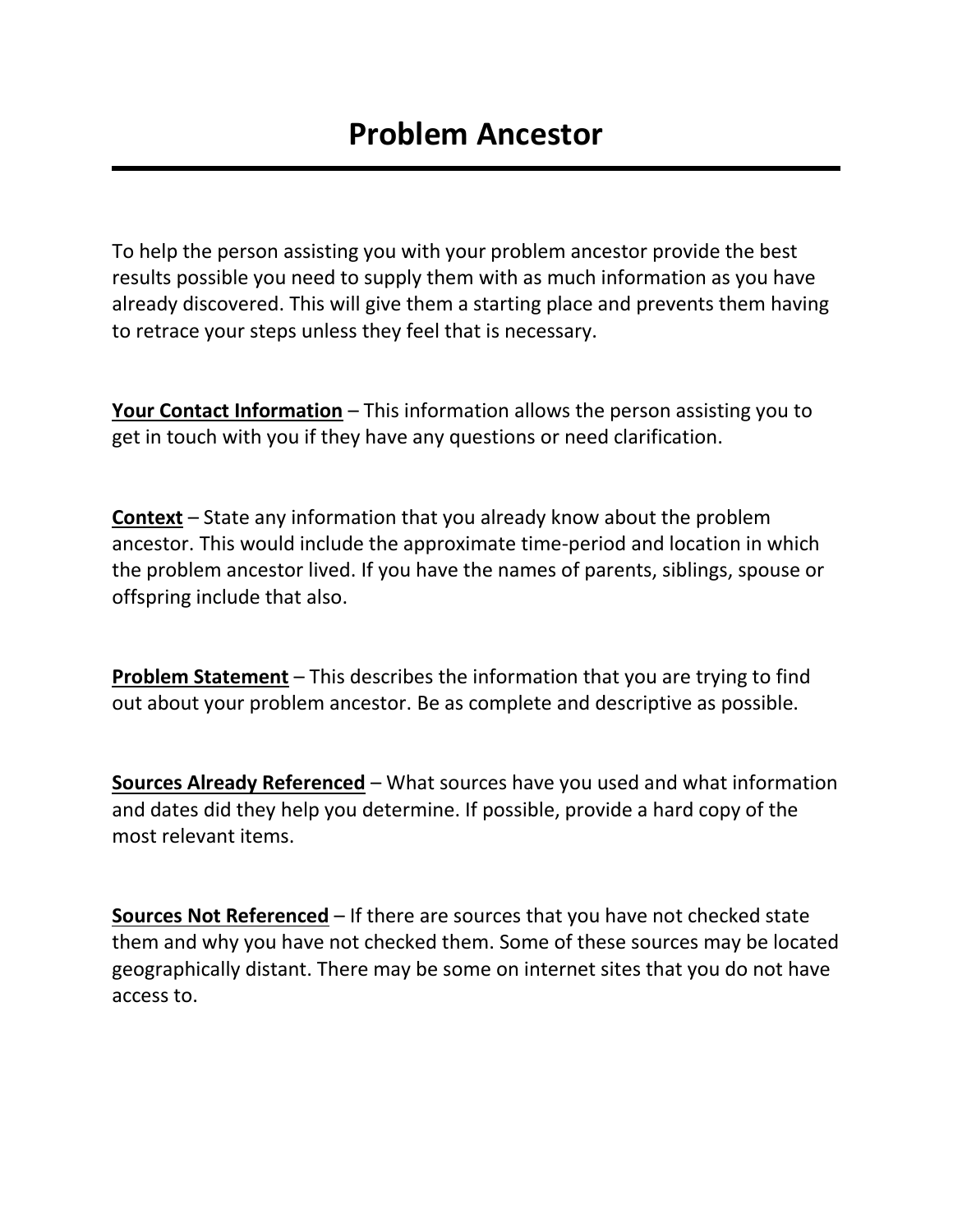# Problem Ancestor

To help the person assisting you with your problem ancestor provide the best results possible you need to supply them with as much information as you have already discovered. This will give them a starting place and prevents them having to retrace your steps unless they feel that is necessary.

**Your Contact Information** – This information allows the person assisting you to get in touch with you if they have any questions or need clarification.

**Context** – State any information that you already know about the problem ancestor. This would include the approximate time-period and location in which the problem ancestor lived. If you have the names of parents, siblings, spouse or offspring include that also.

**Problem Statement** – This describes the information that you are trying to find out about your problem ancestor. Be as complete and descriptive as possible.

**Sources Already Referenced** – What sources have you used and what information and dates did they help you determine. If possible, provide a hard copy of the most relevant items.

**Sources Not Referenced** – If there are sources that you have not checked state them and why you have not checked them. Some of these sources may be located geographically distant. There may be some on internet sites that you do not have access to.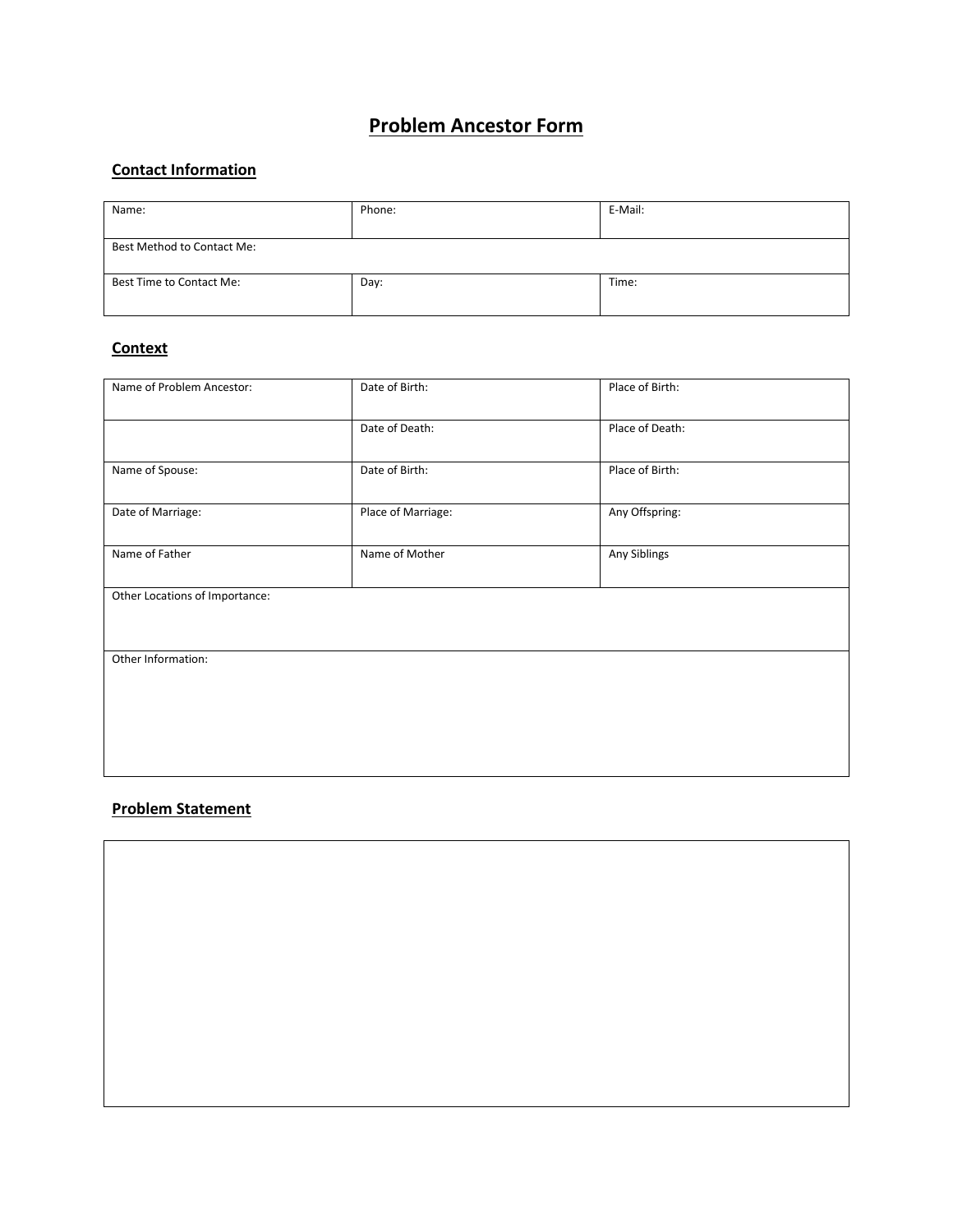# Problem Ancestor Form

## Contact Information

| Name: | Phone: | E-Mail: |
|---|---|---|
| Best Method to Contact Me: | | |
| Best Time to Contact Me: | Day: | Time: |

## Context

| Name of Problem Ancestor: | Date of Birth: | Place of Birth: |
|---|---|---|
| | Date of Death: | Place of Death: |
| Name of Spouse: | Date of Birth: | Place of Birth: |
| Date of Marriage: | Place of Marriage: | Any Offspring: |
| Name of Father | Name of Mother | Any Siblings |
| Other Locations of Importance: | | |
| Other Information: | | |

## Problem Statement

| |
|---|
| |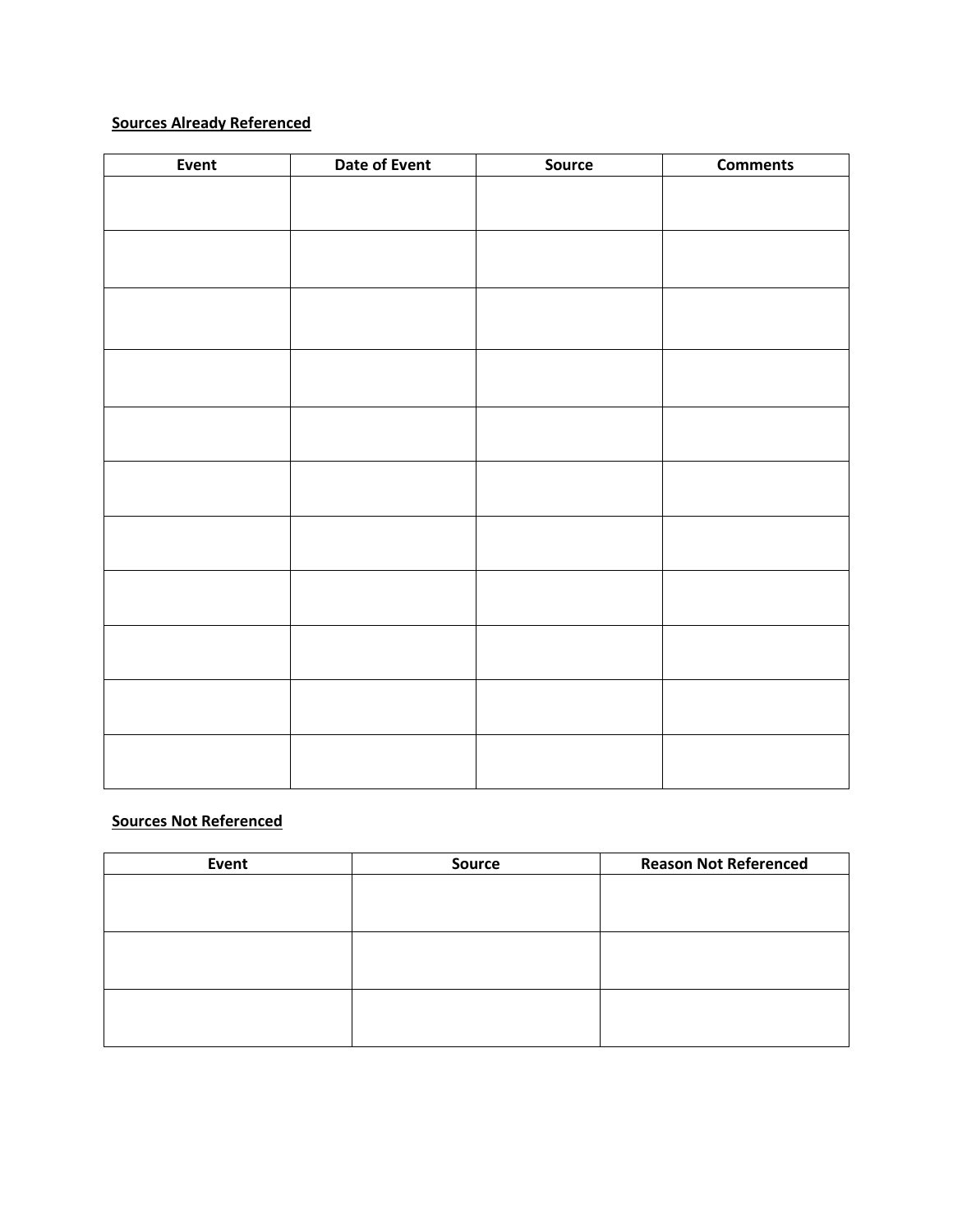**Sources Already Referenced**

| Event | Date of Event | Source | Comments |
|---|---|---|---|
| | | | |
| | | | |
| | | | |
| | | | |
| | | | |
| | | | |
| | | | |
| | | | |
| | | | |
| | | | |
| | | | |

**Sources Not Referenced**

| Event | Source | Reason Not Referenced |
|---|---|---|
| | | |
| | | |
| | | |